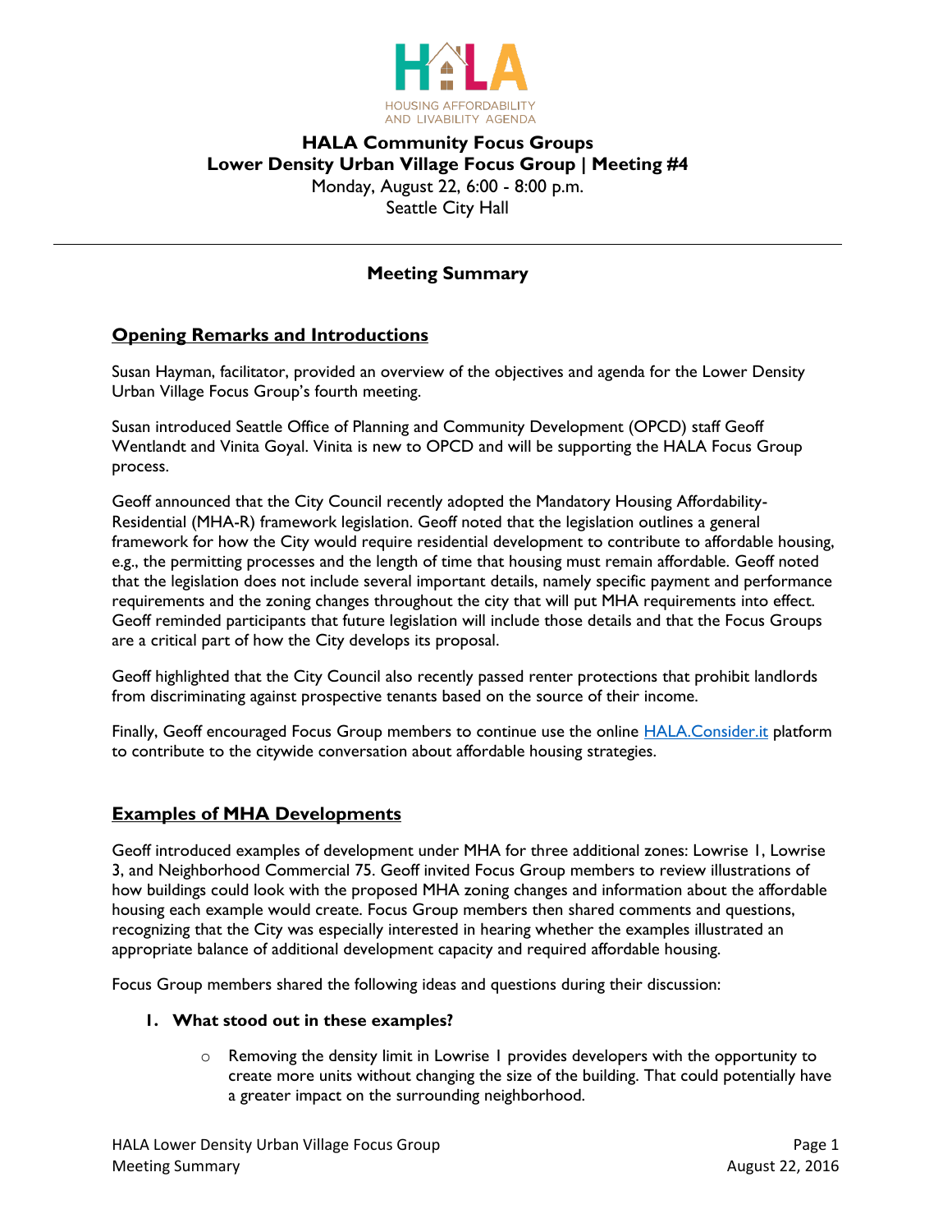HOUSING AFFORDABILITY AND LIVABILITY AGENDA

# HALA Community Focus Groups
## Lower Density Urban Village Focus Group | Meeting #4

Monday, August 22, 6:00 - 8:00 p.m.
Seattle City Hall

---

## Meeting Summary

### Opening Remarks and Introductions

Susan Hayman, facilitator, provided an overview of the objectives and agenda for the Lower Density Urban Village Focus Group's fourth meeting.

Susan introduced Seattle Office of Planning and Community Development (OPCD) staff Geoff Wentlandt and Vinita Goyal. Vinita is new to OPCD and will be supporting the HALA Focus Group process.

Geoff announced that the City Council recently adopted the Mandatory Housing Affordability-Residential (MHA-R) framework legislation. Geoff noted that the legislation outlines a general framework for how the City would require residential development to contribute to affordable housing, e.g., the permitting processes and the length of time that housing must remain affordable. Geoff noted that the legislation does not include several important details, namely specific payment and performance requirements and the zoning changes throughout the city that will put MHA requirements into effect. Geoff reminded participants that future legislation will include those details and that the Focus Groups are a critical part of how the City develops its proposal.

Geoff highlighted that the City Council also recently passed renter protections that prohibit landlords from discriminating against prospective tenants based on the source of their income.

Finally, Geoff encouraged Focus Group members to continue use the online [HALA.Consider.it](HALA.Consider.it) platform to contribute to the citywide conversation about affordable housing strategies.

### Examples of MHA Developments

Geoff introduced examples of development under MHA for three additional zones: Lowrise 1, Lowrise 3, and Neighborhood Commercial 75. Geoff invited Focus Group members to review illustrations of how buildings could look with the proposed MHA zoning changes and information about the affordable housing each example would create. Focus Group members then shared comments and questions, recognizing that the City was especially interested in hearing whether the examples illustrated an appropriate balance of additional development capacity and required affordable housing.

Focus Group members shared the following ideas and questions during their discussion:

1. **What stood out in these examples?**
   - Removing the density limit in Lowrise 1 provides developers with the opportunity to create more units without changing the size of the building. That could potentially have a greater impact on the surrounding neighborhood.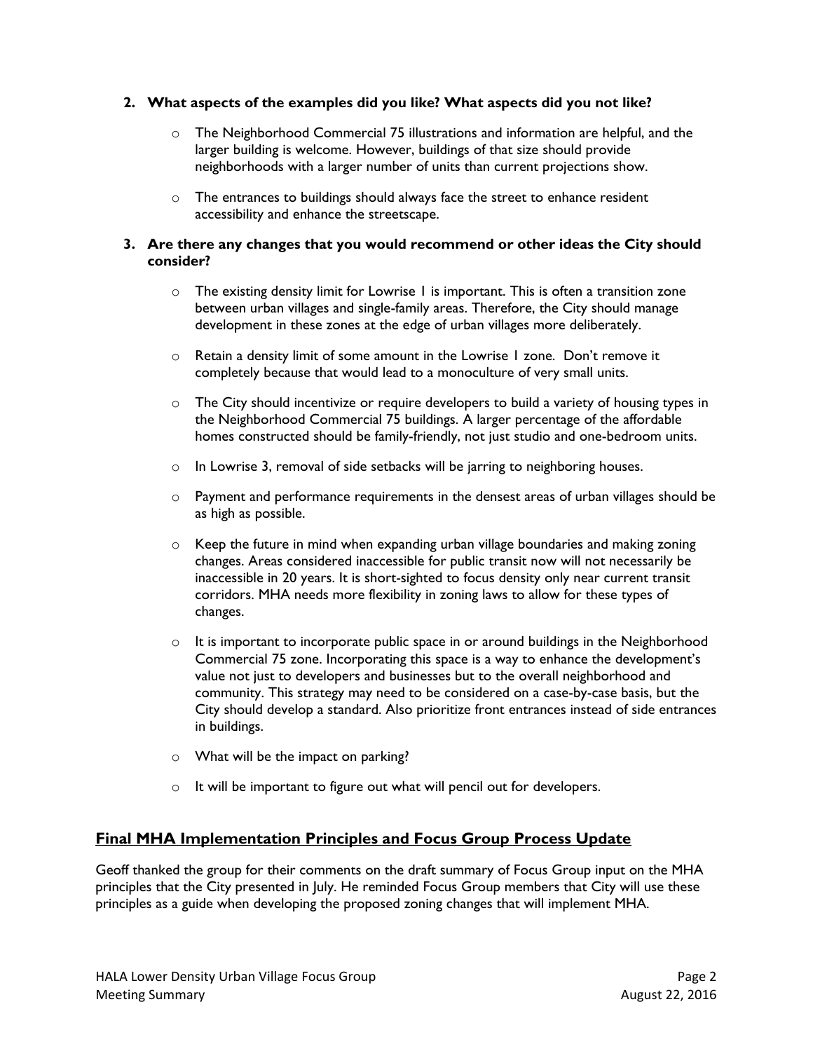2. **What aspects of the examples did you like? What aspects did you not like?**

    - The Neighborhood Commercial 75 illustrations and information are helpful, and the larger building is welcome. However, buildings of that size should provide neighborhoods with a larger number of units than current projections show.

    - The entrances to buildings should always face the street to enhance resident accessibility and enhance the streetscape.

3. **Are there any changes that you would recommend or other ideas the City should consider?**

    - The existing density limit for Lowrise 1 is important. This is often a transition zone between urban villages and single-family areas. Therefore, the City should manage development in these zones at the edge of urban villages more deliberately.

    - Retain a density limit of some amount in the Lowrise 1 zone. Don't remove it completely because that would lead to a monoculture of very small units.

    - The City should incentivize or require developers to build a variety of housing types in the Neighborhood Commercial 75 buildings. A larger percentage of the affordable homes constructed should be family-friendly, not just studio and one-bedroom units.

    - In Lowrise 3, removal of side setbacks will be jarring to neighboring houses.

    - Payment and performance requirements in the densest areas of urban villages should be as high as possible.

    - Keep the future in mind when expanding urban village boundaries and making zoning changes. Areas considered inaccessible for public transit now will not necessarily be inaccessible in 20 years. It is short-sighted to focus density only near current transit corridors. MHA needs more flexibility in zoning laws to allow for these types of changes.

    - It is important to incorporate public space in or around buildings in the Neighborhood Commercial 75 zone. Incorporating this space is a way to enhance the development's value not just to developers and businesses but to the overall neighborhood and community. This strategy may need to be considered on a case-by-case basis, but the City should develop a standard. Also prioritize front entrances instead of side entrances in buildings.

    - What will be the impact on parking?

    - It will be important to figure out what will pencil out for developers.

## Final MHA Implementation Principles and Focus Group Process Update

Geoff thanked the group for their comments on the draft summary of Focus Group input on the MHA principles that the City presented in July. He reminded Focus Group members that City will use these principles as a guide when developing the proposed zoning changes that will implement MHA.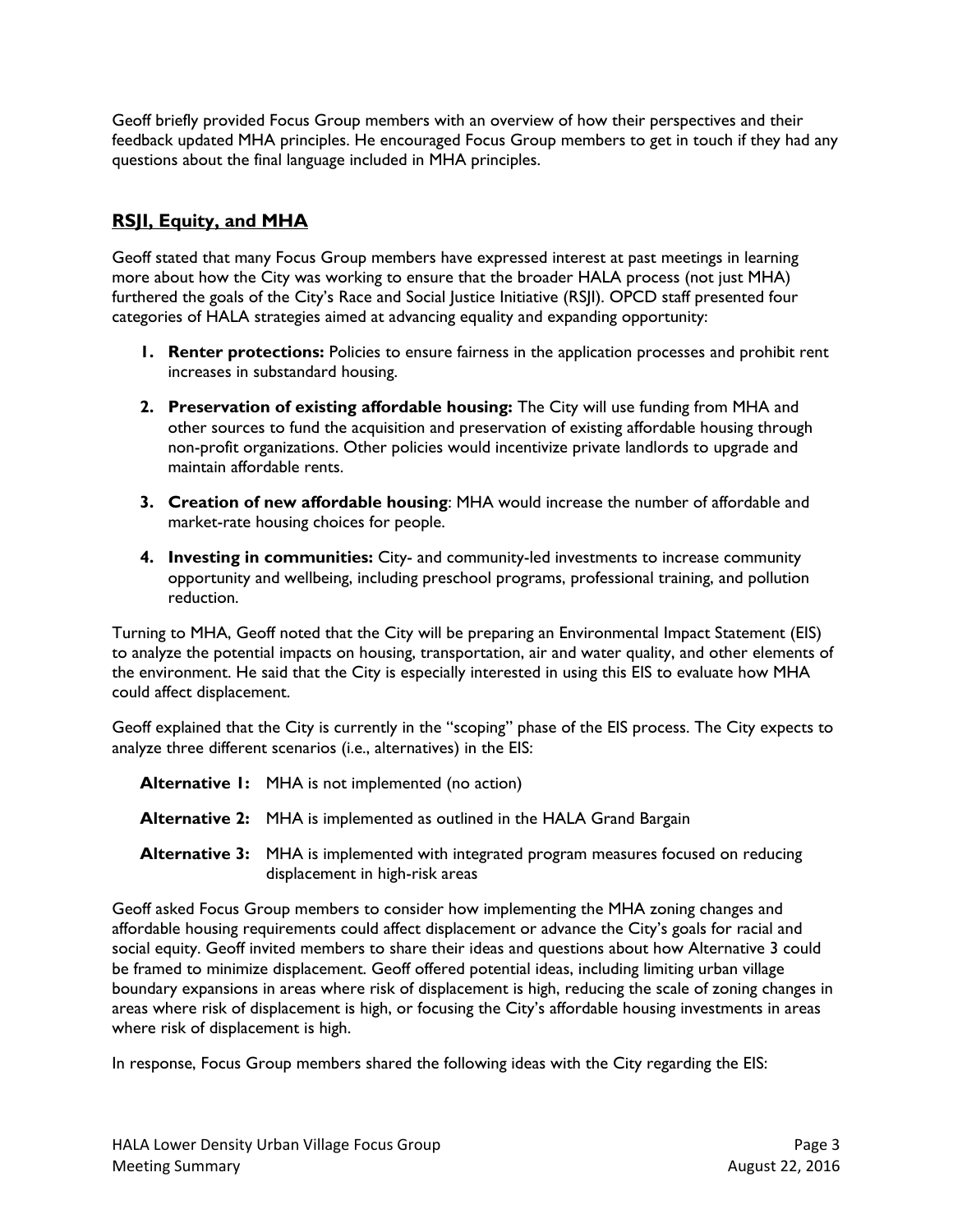Geoff briefly provided Focus Group members with an overview of how their perspectives and their feedback updated MHA principles. He encouraged Focus Group members to get in touch if they had any questions about the final language included in MHA principles.

## RSJI, Equity, and MHA

Geoff stated that many Focus Group members have expressed interest at past meetings in learning more about how the City was working to ensure that the broader HALA process (not just MHA) furthered the goals of the City's Race and Social Justice Initiative (RSJI). OPCD staff presented four categories of HALA strategies aimed at advancing equality and expanding opportunity:

1. **Renter protections:** Policies to ensure fairness in the application processes and prohibit rent increases in substandard housing.
2. **Preservation of existing affordable housing:** The City will use funding from MHA and other sources to fund the acquisition and preservation of existing affordable housing through non-profit organizations. Other policies would incentivize private landlords to upgrade and maintain affordable rents.
3. **Creation of new affordable housing**: MHA would increase the number of affordable and market-rate housing choices for people.
4. **Investing in communities:** City- and community-led investments to increase community opportunity and wellbeing, including preschool programs, professional training, and pollution reduction.

Turning to MHA, Geoff noted that the City will be preparing an Environmental Impact Statement (EIS) to analyze the potential impacts on housing, transportation, air and water quality, and other elements of the environment. He said that the City is especially interested in using this EIS to evaluate how MHA could affect displacement.

Geoff explained that the City is currently in the "scoping" phase of the EIS process. The City expects to analyze three different scenarios (i.e., alternatives) in the EIS:

**Alternative 1:** MHA is not implemented (no action)

**Alternative 2:** MHA is implemented as outlined in the HALA Grand Bargain

**Alternative 3:** MHA is implemented with integrated program measures focused on reducing displacement in high-risk areas

Geoff asked Focus Group members to consider how implementing the MHA zoning changes and affordable housing requirements could affect displacement or advance the City's goals for racial and social equity. Geoff invited members to share their ideas and questions about how Alternative 3 could be framed to minimize displacement. Geoff offered potential ideas, including limiting urban village boundary expansions in areas where risk of displacement is high, reducing the scale of zoning changes in areas where risk of displacement is high, or focusing the City's affordable housing investments in areas where risk of displacement is high.

In response, Focus Group members shared the following ideas with the City regarding the EIS: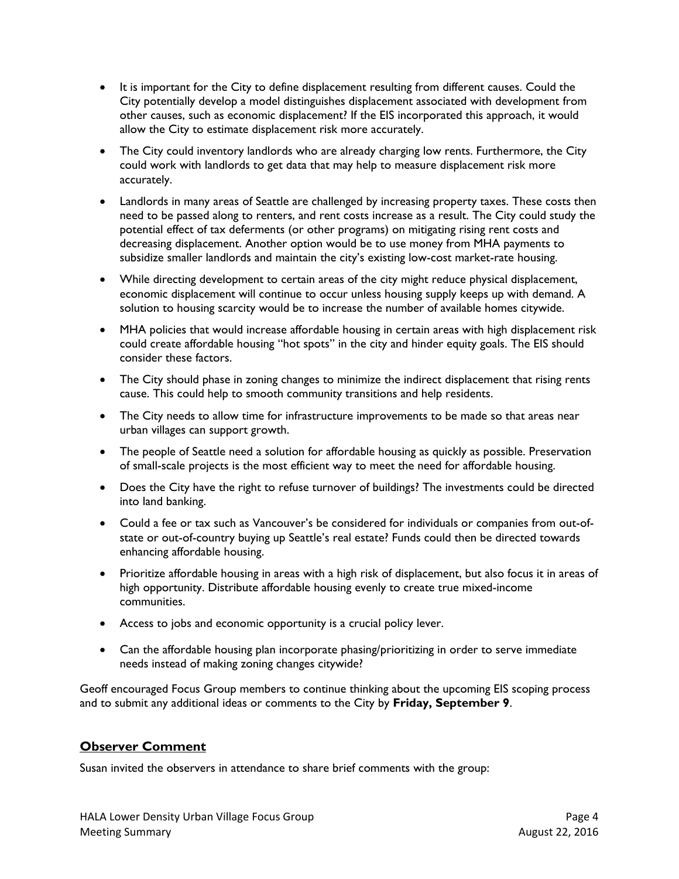- It is important for the City to define displacement resulting from different causes. Could the City potentially develop a model distinguishes displacement associated with development from other causes, such as economic displacement? If the EIS incorporated this approach, it would allow the City to estimate displacement risk more accurately.
- The City could inventory landlords who are already charging low rents. Furthermore, the City could work with landlords to get data that may help to measure displacement risk more accurately.
- Landlords in many areas of Seattle are challenged by increasing property taxes. These costs then need to be passed along to renters, and rent costs increase as a result. The City could study the potential effect of tax deferments (or other programs) on mitigating rising rent costs and decreasing displacement. Another option would be to use money from MHA payments to subsidize smaller landlords and maintain the city's existing low-cost market-rate housing.
- While directing development to certain areas of the city might reduce physical displacement, economic displacement will continue to occur unless housing supply keeps up with demand. A solution to housing scarcity would be to increase the number of available homes citywide.
- MHA policies that would increase affordable housing in certain areas with high displacement risk could create affordable housing "hot spots" in the city and hinder equity goals. The EIS should consider these factors.
- The City should phase in zoning changes to minimize the indirect displacement that rising rents cause. This could help to smooth community transitions and help residents.
- The City needs to allow time for infrastructure improvements to be made so that areas near urban villages can support growth.
- The people of Seattle need a solution for affordable housing as quickly as possible. Preservation of small-scale projects is the most efficient way to meet the need for affordable housing.
- Does the City have the right to refuse turnover of buildings? The investments could be directed into land banking.
- Could a fee or tax such as Vancouver's be considered for individuals or companies from out-of-state or out-of-country buying up Seattle's real estate? Funds could then be directed towards enhancing affordable housing.
- Prioritize affordable housing in areas with a high risk of displacement, but also focus it in areas of high opportunity. Distribute affordable housing evenly to create true mixed-income communities.
- Access to jobs and economic opportunity is a crucial policy lever.
- Can the affordable housing plan incorporate phasing/prioritizing in order to serve immediate needs instead of making zoning changes citywide?

Geoff encouraged Focus Group members to continue thinking about the upcoming EIS scoping process and to submit any additional ideas or comments to the City by **Friday, September 9**.

## Observer Comment

Susan invited the observers in attendance to share brief comments with the group: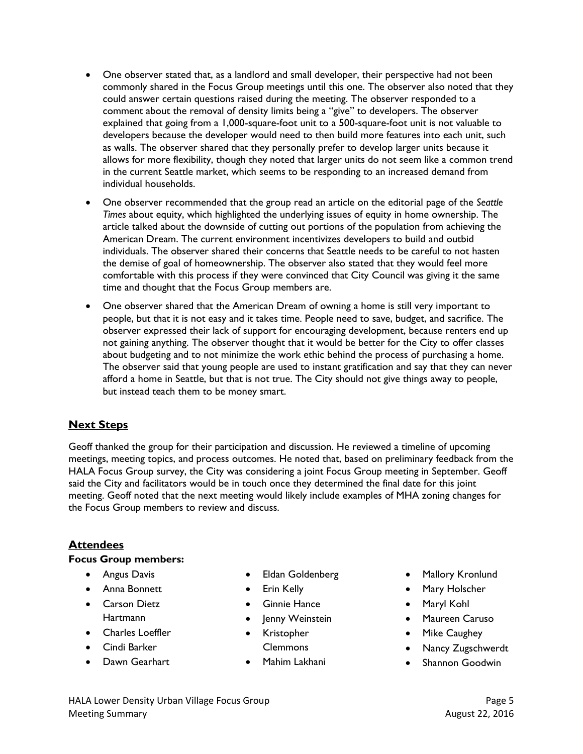- One observer stated that, as a landlord and small developer, their perspective had not been commonly shared in the Focus Group meetings until this one. The observer also noted that they could answer certain questions raised during the meeting. The observer responded to a comment about the removal of density limits being a "give" to developers. The observer explained that going from a 1,000-square-foot unit to a 500-square-foot unit is not valuable to developers because the developer would need to then build more features into each unit, such as walls. The observer shared that they personally prefer to develop larger units because it allows for more flexibility, though they noted that larger units do not seem like a common trend in the current Seattle market, which seems to be responding to an increased demand from individual households.
- One observer recommended that the group read an article on the editorial page of the *Seattle Times* about equity, which highlighted the underlying issues of equity in home ownership. The article talked about the downside of cutting out portions of the population from achieving the American Dream. The current environment incentivizes developers to build and outbid individuals. The observer shared their concerns that Seattle needs to be careful to not hasten the demise of goal of homeownership. The observer also stated that they would feel more comfortable with this process if they were convinced that City Council was giving it the same time and thought that the Focus Group members are.
- One observer shared that the American Dream of owning a home is still very important to people, but that it is not easy and it takes time. People need to save, budget, and sacrifice. The observer expressed their lack of support for encouraging development, because renters end up not gaining anything. The observer thought that it would be better for the City to offer classes about budgeting and to not minimize the work ethic behind the process of purchasing a home. The observer said that young people are used to instant gratification and say that they can never afford a home in Seattle, but that is not true. The City should not give things away to people, but instead teach them to be money smart.

## Next Steps

Geoff thanked the group for their participation and discussion. He reviewed a timeline of upcoming meetings, meeting topics, and process outcomes. He noted that, based on preliminary feedback from the HALA Focus Group survey, the City was considering a joint Focus Group meeting in September. Geoff said the City and facilitators would be in touch once they determined the final date for this joint meeting. Geoff noted that the next meeting would likely include examples of MHA zoning changes for the Focus Group members to review and discuss.

## Attendees

**Focus Group members:**

- Angus Davis
- Anna Bonnett
- Carson Dietz Hartmann
- Charles Loeffler
- Cindi Barker
- Dawn Gearhart
- Eldan Goldenberg
- Erin Kelly
- Ginnie Hance
- Jenny Weinstein
- Kristopher Clemmons
- Mahim Lakhani
- Mallory Kronlund
- Mary Holscher
- Maryl Kohl
- Maureen Caruso
- Mike Caughey
- Nancy Zugschwerdt
- Shannon Goodwin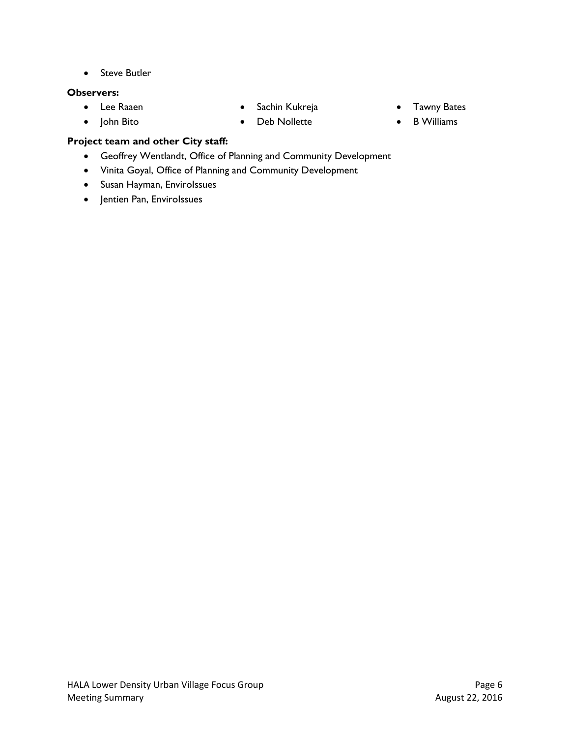- Steve Butler

**Observers:**

- Lee Raaen
- John Bito
- Sachin Kukreja
- Deb Nollette
- Tawny Bates
- B Williams

**Project team and other City staff:**

- Geoffrey Wentlandt, Office of Planning and Community Development
- Vinita Goyal, Office of Planning and Community Development
- Susan Hayman, EnviroIssues
- Jentien Pan, EnviroIssues